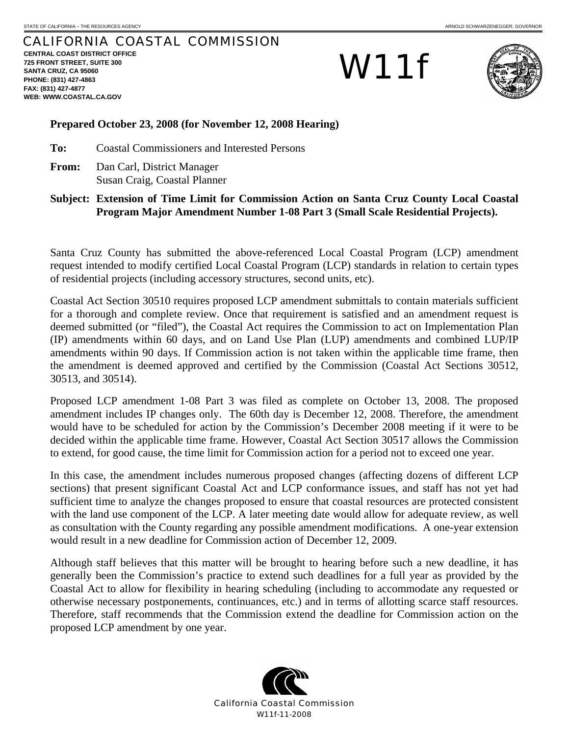STATE OF CALIFORNIA – THE RESOURCES AGENCY

ARNOLD SCHWARZENEGGER, GOVERNOR

# CALIFORNIA COASTAL COMMISSION

**CENTRAL COAST DISTRICT OFFICE**
**725 FRONT STREET, SUITE 300**
**SANTA CRUZ, CA 95060**
**PHONE: (831) 427-4863**
**FAX: (831) 427-4877**
**WEB: WWW.COASTAL.CA.GOV**

# W11f

**Prepared October 23, 2008 (for November 12, 2008 Hearing)**

**To:** Coastal Commissioners and Interested Persons

**From:** Dan Carl, District Manager
Susan Craig, Coastal Planner

**Subject: Extension of Time Limit for Commission Action on Santa Cruz County Local Coastal Program Major Amendment Number 1-08 Part 3 (Small Scale Residential Projects).**

Santa Cruz County has submitted the above-referenced Local Coastal Program (LCP) amendment request intended to modify certified Local Coastal Program (LCP) standards in relation to certain types of residential projects (including accessory structures, second units, etc).

Coastal Act Section 30510 requires proposed LCP amendment submittals to contain materials sufficient for a thorough and complete review. Once that requirement is satisfied and an amendment request is deemed submitted (or "filed"), the Coastal Act requires the Commission to act on Implementation Plan (IP) amendments within 60 days, and on Land Use Plan (LUP) amendments and combined LUP/IP amendments within 90 days. If Commission action is not taken within the applicable time frame, then the amendment is deemed approved and certified by the Commission (Coastal Act Sections 30512, 30513, and 30514).

Proposed LCP amendment 1-08 Part 3 was filed as complete on October 13, 2008. The proposed amendment includes IP changes only. The 60th day is December 12, 2008. Therefore, the amendment would have to be scheduled for action by the Commission's December 2008 meeting if it were to be decided within the applicable time frame. However, Coastal Act Section 30517 allows the Commission to extend, for good cause, the time limit for Commission action for a period not to exceed one year.

In this case, the amendment includes numerous proposed changes (affecting dozens of different LCP sections) that present significant Coastal Act and LCP conformance issues, and staff has not yet had sufficient time to analyze the changes proposed to ensure that coastal resources are protected consistent with the land use component of the LCP. A later meeting date would allow for adequate review, as well as consultation with the County regarding any possible amendment modifications. A one-year extension would result in a new deadline for Commission action of December 12, 2009.

Although staff believes that this matter will be brought to hearing before such a new deadline, it has generally been the Commission's practice to extend such deadlines for a full year as provided by the Coastal Act to allow for flexibility in hearing scheduling (including to accommodate any requested or otherwise necessary postponements, continuances, etc.) and in terms of allotting scarce staff resources. Therefore, staff recommends that the Commission extend the deadline for Commission action on the proposed LCP amendment by one year.

California Coastal Commission
W11f-11-2008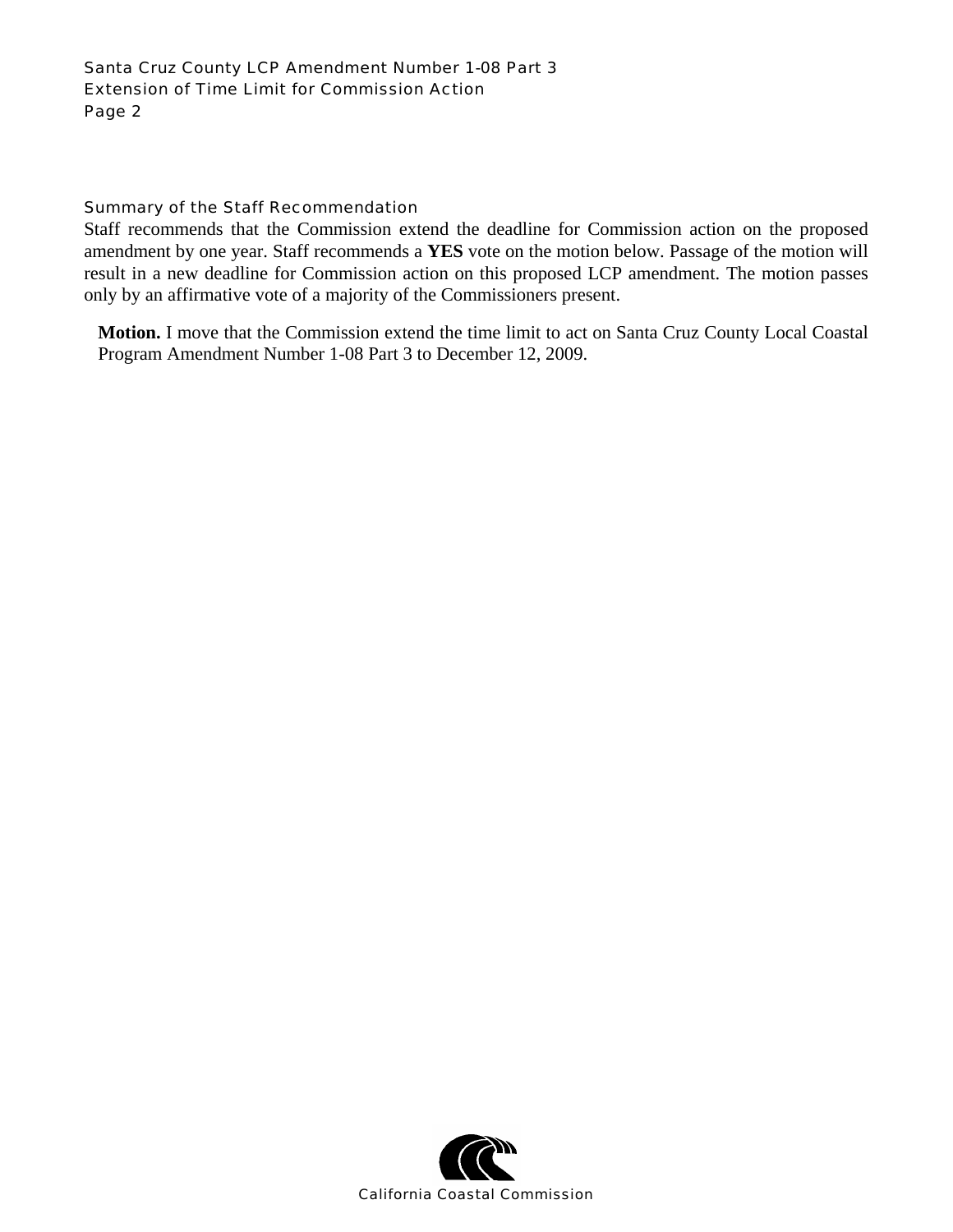### Summary of the Staff Recommendation

Staff recommends that the Commission extend the deadline for Commission action on the proposed amendment by one year. Staff recommends a **YES** vote on the motion below. Passage of the motion will result in a new deadline for Commission action on this proposed LCP amendment. The motion passes only by an affirmative vote of a majority of the Commissioners present.

> **Motion.** I move that the Commission extend the time limit to act on Santa Cruz County Local Coastal Program Amendment Number 1-08 Part 3 to December 12, 2009.